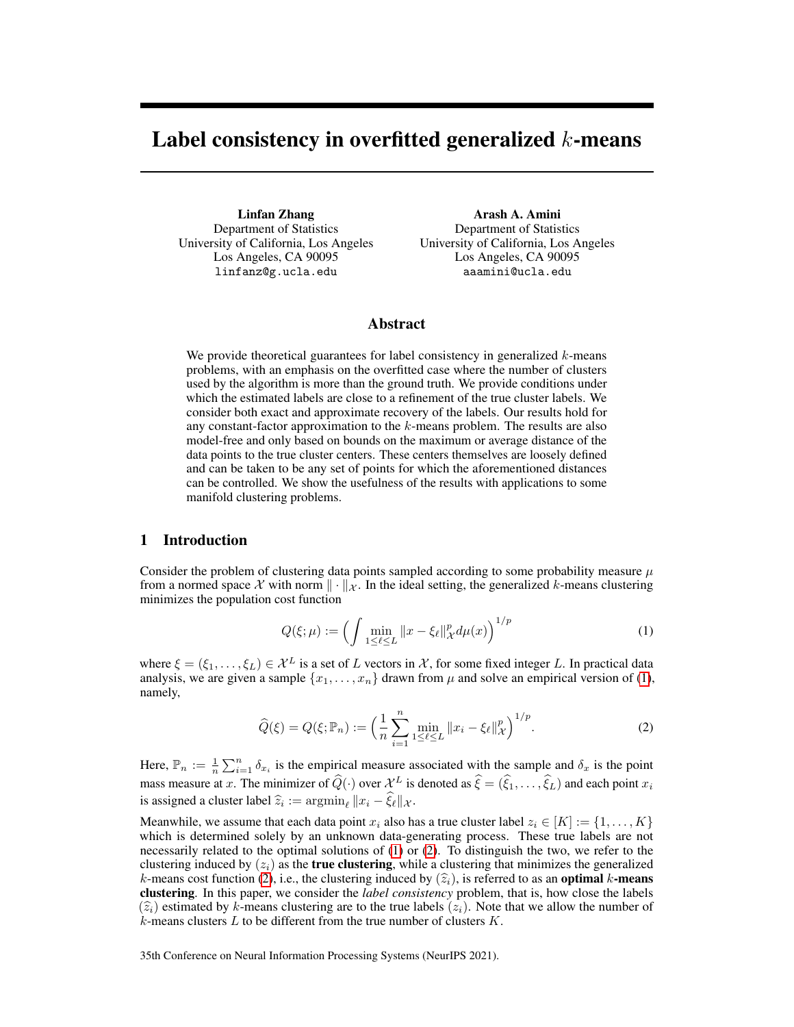# Label consistency in overfitted generalized $k$-means

**Linfan Zhang**
Department of Statistics
University of California, Los Angeles
Los Angeles, CA 90095
linfanz@g.ucla.edu

**Arash A. Amini**
Department of Statistics
University of California, Los Angeles
Los Angeles, CA 90095
aaamini@ucla.edu

## Abstract

We provide theoretical guarantees for label consistency in generalized $k$-means problems, with an emphasis on the overfitted case where the number of clusters used by the algorithm is more than the ground truth. We provide conditions under which the estimated labels are close to a refinement of the true cluster labels. We consider both exact and approximate recovery of the labels. Our results hold for any constant-factor approximation to the $k$-means problem. The results are also model-free and only based on bounds on the maximum or average distance of the data points to the true cluster centers. These centers themselves are loosely defined and can be taken to be any set of points for which the aforementioned distances can be controlled. We show the usefulness of the results with applications to some manifold clustering problems.

## 1 Introduction

Consider the problem of clustering data points sampled according to some probability measure $\mu$ from a normed space $\mathcal{X}$ with norm $\|\cdot\|_{\mathcal{X}}$. In the ideal setting, the generalized $k$-means clustering minimizes the population cost function

$$Q(\xi;\mu) := \Big(\int \min_{1\le \ell \le L} \|x-\xi_\ell\|_{\mathcal{X}}^p \, d\mu(x)\Big)^{1/p} \tag{1}$$

where $\xi = (\xi_1,\dots,\xi_L) \in \mathcal{X}^L$ is a set of $L$ vectors in $\mathcal{X}$, for some fixed integer $L$. In practical data analysis, we are given a sample $\{x_1,\dots,x_n\}$ drawn from $\mu$ and solve an empirical version of (1), namely,

$$\widehat{Q}(\xi) = Q(\xi;\mathbb{P}_n) := \Big(\frac{1}{n}\sum_{i=1}^n \min_{1\le \ell\le L} \|x_i - \xi_\ell\|_{\mathcal{X}}^p\Big)^{1/p}. \tag{2}$$

Here, $\mathbb{P}_n := \frac{1}{n}\sum_{i=1}^n \delta_{x_i}$ is the empirical measure associated with the sample and $\delta_x$ is the point mass measure at $x$. The minimizer of $\widehat{Q}(\cdot)$ over $\mathcal{X}^L$ is denoted as $\widehat{\xi} = (\widehat{\xi}_1,\dots,\widehat{\xi}_L)$ and each point $x_i$ is assigned a cluster label $\widehat{z}_i := \operatorname{argmin}_\ell \|x_i - \widehat{\xi}_\ell\|_{\mathcal{X}}$.

Meanwhile, we assume that each data point $x_i$ also has a true cluster label $z_i \in [K] := \{1,\dots,K\}$ which is determined solely by an unknown data-generating process. These true labels are not necessarily related to the optimal solutions of (1) or (2). To distinguish the two, we refer to the clustering induced by $(z_i)$ as the **true clustering**, while a clustering that minimizes the generalized $k$-means cost function (2), i.e., the clustering induced by $(\widehat{z}_i)$, is referred to as an **optimal $k$-means clustering**. In this paper, we consider the *label consistency* problem, that is, how close the labels $(\widehat{z}_i)$ estimated by $k$-means clustering are to the true labels $(z_i)$. Note that we allow the number of $k$-means clusters $L$ to be different from the true number of clusters $K$.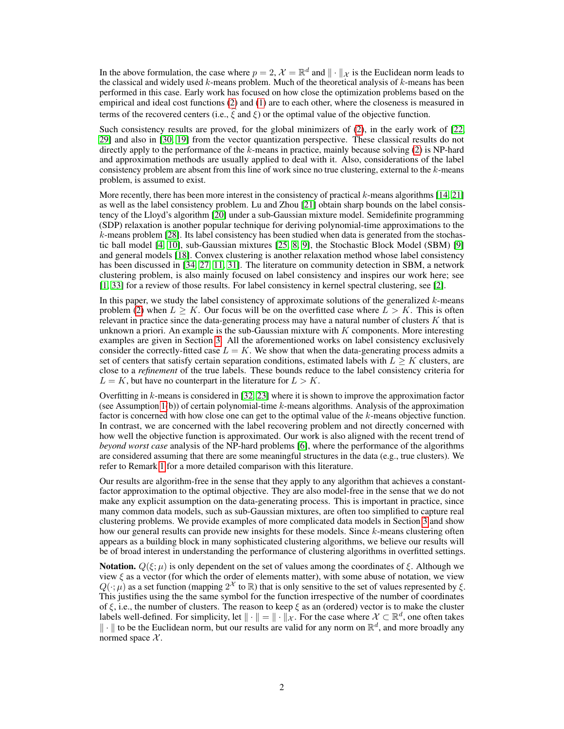In the above formulation, the case where $p = 2$, $\mathcal{X} = \mathbb{R}^d$ and $\|\cdot\|_{\mathcal{X}}$ is the Euclidean norm leads to the classical and widely used $k$-means problem. Much of the theoretical analysis of $k$-means has been performed in this case. Early work has focused on how close the optimization problems based on the empirical and ideal cost functions (2) and (1) are to each other, where the closeness is measured in terms of the recovered centers (i.e., $\hat{\xi}$ and $\xi$) or the optimal value of the objective function.

Such consistency results are proved, for the global minimizers of (2), in the early work of [22, 29] and also in [30, 19] from the vector quantization perspective. These classical results do not directly apply to the performance of the $k$-means in practice, mainly because solving (2) is NP-hard and approximation methods are usually applied to deal with it. Also, considerations of the label consistency problem are absent from this line of work since no true clustering, external to the $k$-means problem, is assumed to exist.

More recently, there has been more interest in the consistency of practical $k$-means algorithms [14, 21] as well as the label consistency problem. Lu and Zhou [21] obtain sharp bounds on the label consistency of the Lloyd's algorithm [20] under a sub-Gaussian mixture model. Semidefinite programming (SDP) relaxation is another popular technique for deriving polynomial-time approximations to the $k$-means problem [28]. Its label consistency has been studied when data is generated from the stochastic ball model [4, 10], sub-Gaussian mixtures [25, 8, 9], the Stochastic Block Model (SBM) [9] and general models [18]. Convex clustering is another relaxation method whose label consistency has been discussed in [34, 27, 11, 31]. The literature on community detection in SBM, a network clustering problem, is also mainly focused on label consistency and inspires our work here; see [1, 33] for a review of those results. For label consistency in kernel spectral clustering, see [2].

In this paper, we study the label consistency of approximate solutions of the generalized $k$-means problem (2) when $L \geq K$. Our focus will be on the overfitted case where $L > K$. This is often relevant in practice since the data-generating process may have a natural number of clusters $K$ that is unknown a priori. An example is the sub-Gaussian mixture with $K$ components. More interesting examples are given in Section 3. All the aforementioned works on label consistency exclusively consider the correctly-fitted case $L = K$. We show that when the data-generating process admits a set of centers that satisfy certain separation conditions, estimated labels with $L \geq K$ clusters, are close to a *refinement* of the true labels. These bounds reduce to the label consistency criteria for $L = K$, but have no counterpart in the literature for $L > K$.

Overfitting in $k$-means is considered in [32, 23] where it is shown to improve the approximation factor (see Assumption 1(b)) of certain polynomial-time $k$-means algorithms. Analysis of the approximation factor is concerned with how close one can get to the optimal value of the $k$-means objective function. In contrast, we are concerned with the label recovering problem and not directly concerned with how well the objective function is approximated. Our work is also aligned with the recent trend of *beyond worst case* analysis of the NP-hard problems [6], where the performance of the algorithms are considered assuming that there are some meaningful structures in the data (e.g., true clusters). We refer to Remark 1 for a more detailed comparison with this literature.

Our results are algorithm-free in the sense that they apply to any algorithm that achieves a constant-factor approximation to the optimal objective. They are also model-free in the sense that we do not make any explicit assumption on the data-generating process. This is important in practice, since many common data models, such as sub-Gaussian mixtures, are often too simplified to capture real clustering problems. We provide examples of more complicated data models in Section 3 and show how our general results can provide new insights for these models. Since $k$-means clustering often appears as a building block in many sophisticated clustering algorithms, we believe our results will be of broad interest in understanding the performance of clustering algorithms in overfitted settings.

**Notation.** $Q(\xi; \mu)$ is only dependent on the set of values among the coordinates of $\xi$. Although we view $\xi$ as a vector (for which the order of elements matter), with some abuse of notation, we view $Q(\cdot; \mu)$ as a set function (mapping $2^{\mathcal{X}}$ to $\mathbb{R}$) that is only sensitive to the set of values represented by $\xi$. This justifies using the the same symbol for the function irrespective of the number of coordinates of $\xi$, i.e., the number of clusters. The reason to keep $\xi$ as an (ordered) vector is to make the cluster labels well-defined. For simplicity, let $\|\cdot\| = \|\cdot\|_{\mathcal{X}}$. For the case where $\mathcal{X} \subset \mathbb{R}^d$, one often takes $\|\cdot\|$ to be the Euclidean norm, but our results are valid for any norm on $\mathbb{R}^d$, and more broadly any normed space $\mathcal{X}$.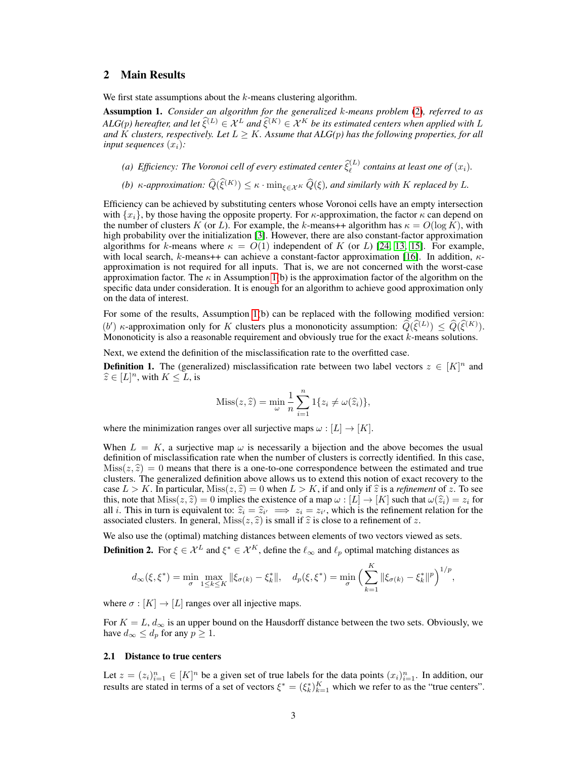## 2 Main Results

We first state assumptions about the $k$-means clustering algorithm.

**Assumption 1.** *Consider an algorithm for the generalized $k$-means problem (2), referred to as ALG(p) hereafter, and let $\widehat{\xi}^{(L)} \in \mathcal{X}^L$ and $\widehat{\xi}^{(K)} \in \mathcal{X}^K$ be its estimated centers when applied with $L$ and $K$ clusters, respectively. Let $L \geq K$. Assume that ALG(p) has the following properties, for all input sequences $(x_i)$:*

- *(a) Efficiency: The Voronoi cell of every estimated center $\widehat{\xi}^{(L)}_\ell$ contains at least one of $(x_i)$.*
- *(b) $\kappa$-approximation: $\widehat{Q}(\widehat{\xi}^{(K)}) \leq \kappa \cdot \min_{\xi \in \mathcal{X}^K} \widehat{Q}(\xi)$, and similarly with $K$ replaced by $L$.*

Efficiency can be achieved by substituting centers whose Voronoi cells have an empty intersection with $\{x_i\}$, by those having the opposite property. For $\kappa$-approximation, the factor $\kappa$ can depend on the number of clusters $K$ (or $L$). For example, the $k$-means++ algorithm has $\kappa = O(\log K)$, with high probability over the initialization [3]. However, there are also constant-factor approximation algorithms for $k$-means where $\kappa = O(1)$ independent of $K$ (or $L$) [24, 13, 15]. For example, with local search, $k$-means++ can achieve a constant-factor approximation [16]. In addition, $\kappa$-approximation is not required for all inputs. That is, we are not concerned with the worst-case approximation factor. The $\kappa$ in Assumption 1(b) is the approximation factor of the algorithm on the specific data under consideration. It is enough for an algorithm to achieve good approximation only on the data of interest.

For some of the results, Assumption 1(b) can be replaced with the following modified version: $(b')$ $\kappa$-approximation only for $K$ clusters plus a mononoticity assumption: $\widehat{Q}(\widehat{\xi}^{(L)}) \leq \widehat{Q}(\widehat{\xi}^{(K)})$. Mononoticity is also a reasonable requirement and obviously true for the exact $k$-means solutions.

Next, we extend the definition of the misclassification rate to the overfitted case.

**Definition 1.** The (generalized) misclassification rate between two label vectors $z \in [K]^n$ and $\widehat{z} \in [L]^n$, with $K \leq L$, is

$$\text{Miss}(z, \widehat{z}) = \min_{\omega} \frac{1}{n} \sum_{i=1}^{n} 1\{z_i \neq \omega(\widehat{z}_i)\},$$

where the minimization ranges over all surjective maps $\omega : [L] \to [K]$.

When $L = K$, a surjective map $\omega$ is necessarily a bijection and the above becomes the usual definition of misclassification rate when the number of clusters is correctly identified. In this case, $\text{Miss}(z, \widehat{z}) = 0$ means that there is a one-to-one correspondence between the estimated and true clusters. The generalized definition above allows us to extend this notion of exact recovery to the case $L > K$. In particular, $\text{Miss}(z, \widehat{z}) = 0$ when $L > K$, if and only if $\widehat{z}$ is a *refinement* of $z$. To see this, note that $\text{Miss}(z, \widehat{z}) = 0$ implies the existence of a map $\omega : [L] \to [K]$ such that $\omega(\widehat{z}_i) = z_i$ for all $i$. This in turn is equivalent to: $\widehat{z}_i = \widehat{z}_{i'} \implies z_i = z_{i'}$, which is the refinement relation for the associated clusters. In general, $\text{Miss}(z, \widehat{z})$ is small if $\widehat{z}$ is close to a refinement of $z$.

We also use the (optimal) matching distances between elements of two vectors viewed as sets.

**Definition 2.** For $\xi \in \mathcal{X}^L$ and $\xi^* \in \mathcal{X}^K$, define the $\ell_\infty$ and $\ell_p$ optimal matching distances as

$$d_\infty(\xi, \xi^*) = \min_{\sigma} \max_{1 \leq k \leq K} \|\xi_{\sigma(k)} - \xi^*_k\|, \quad d_p(\xi, \xi^*) = \min_{\sigma} \Big( \sum_{k=1}^{K} \|\xi_{\sigma(k)} - \xi^*_k\|^p \Big)^{1/p},$$

where $\sigma : [K] \to [L]$ ranges over all injective maps.

For $K = L$, $d_\infty$ is an upper bound on the Hausdorff distance between the two sets. Obviously, we have $d_\infty \leq d_p$ for any $p \geq 1$.

### 2.1 Distance to true centers

Let $z = (z_i)_{i=1}^n \in [K]^n$ be a given set of true labels for the data points $(x_i)_{i=1}^n$. In addition, our results are stated in terms of a set of vectors $\xi^* = (\xi^*_k)_{k=1}^K$ which we refer to as the "true centers".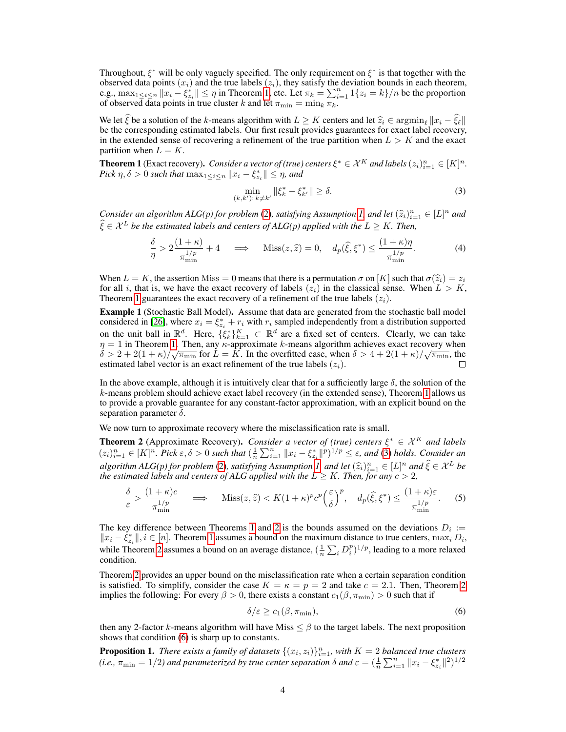Throughout, $\xi^*$ will be only vaguely specified. The only requirement on $\xi^*$ is that together with the observed data points $(x_i)$ and the true labels $(z_i)$, they satisfy the deviation bounds in each theorem, e.g., $\max_{1\le i\le n}\|x_i - \xi^*_{z_i}\| \le \eta$ in Theorem 1, etc. Let $\pi_k = \sum_{i=1}^n 1\{z_i = k\}/n$ be the proportion of observed data points in true cluster $k$ and let $\pi_{\min} = \min_k \pi_k$.

We let $\widehat{\xi}$ be a solution of the $k$-means algorithm with $L \ge K$ centers and let $\widehat{z}_i \in \operatorname{argmin}_\ell \|x_i - \widehat{\xi}_\ell\|$ be the corresponding estimated labels. Our first result provides guarantees for exact label recovery, in the extended sense of recovering a refinement of the true partition when $L > K$ and the exact partition when $L = K$.

**Theorem 1** (Exact recovery). *Consider a vector of (true) centers $\xi^* \in \mathcal{X}^K$ and labels $(z_i)_{i=1}^n \in [K]^n$. Pick $\eta, \delta > 0$ such that $\max_{1\le i\le n}\|x_i - \xi^*_{z_i}\| \le \eta$, and*

$$\min_{(k,k'):\, k\neq k'} \|\xi^*_k - \xi^*_{k'}\| \ge \delta. \tag{3}$$

*Consider an algorithm ALG(p) for problem (2), satisfying Assumption 1, and let $(\widehat{z}_i)_{i=1}^n \in [L]^n$ and $\widehat{\xi} \in \mathcal{X}^L$ be the estimated labels and centers of ALG(p) applied with the $L \ge K$. Then,*

$$\frac{\delta}{\eta} > 2\frac{(1+\kappa)}{\pi_{\min}^{1/p}} + 4 \quad\Longrightarrow\quad \operatorname{Miss}(z,\widehat{z}) = 0, \quad d_p(\widehat{\xi}, \xi^*) \le \frac{(1+\kappa)\eta}{\pi_{\min}^{1/p}}. \tag{4}$$

When $L = K$, the assertion $\operatorname{Miss} = 0$ means that there is a permutation $\sigma$ on $[K]$ such that $\sigma(\widehat{z}_i) = z_i$ for all $i$, that is, we have the exact recovery of labels $(z_i)$ in the classical sense. When $L > K$, Theorem 1 guarantees the exact recovery of a refinement of the true labels $(z_i)$.

**Example 1** (Stochastic Ball Model). Assume that data are generated from the stochastic ball model considered in [26], where $x_i = \xi^*_{z_i} + r_i$ with $r_i$ sampled independently from a distribution supported on the unit ball in $\mathbb{R}^d$. Here, $\{\xi^*_k\}_{k=1}^K \subset \mathbb{R}^d$ are a fixed set of centers. Clearly, we can take $\eta = 1$ in Theorem 1. Then, any $\kappa$-approximate $k$-means algorithm achieves exact recovery when $\delta > 2 + 2(1+\kappa)/\sqrt{\pi_{\min}}$ for $L = K$. In the overfitted case, when $\delta > 4 + 2(1+\kappa)/\sqrt{\pi_{\min}}$, the estimated label vector is an exact refinement of the true labels $(z_i)$. □

In the above example, although it is intuitively clear that for a sufficiently large $\delta$, the solution of the $k$-means problem should achieve exact label recovery (in the extended sense), Theorem 1 allows us to provide a provable guarantee for any constant-factor approximation, with an explicit bound on the separation parameter $\delta$.

We now turn to approximate recovery where the misclassification rate is small.

**Theorem 2** (Approximate Recovery). *Consider a vector of (true) centers $\xi^* \in \mathcal{X}^K$ and labels $(z_i)_{i=1}^n \in [K]^n$. Pick $\varepsilon, \delta > 0$ such that $(\frac{1}{n}\sum_{i=1}^n \|x_i - \xi^*_{z_i}\|^p)^{1/p} \le \varepsilon$, and (3) holds. Consider an algorithm ALG(p) for problem (2), satisfying Assumption 1, and let $(\widehat{z}_i)_{i=1}^n \in [L]^n$ and $\widehat{\xi} \in \mathcal{X}^L$ be the estimated labels and centers of ALG applied with the $L \ge K$. Then, for any $c > 2$,*

$$\frac{\delta}{\varepsilon} > \frac{(1+\kappa)c}{\pi_{\min}^{1/p}} \quad\Longrightarrow\quad \operatorname{Miss}(z,\widehat{z}) < K(1+\kappa)^p c^p \left(\frac{\varepsilon}{\delta}\right)^p, \quad d_p(\widehat{\xi}, \xi^*) \le \frac{(1+\kappa)\varepsilon}{\pi_{\min}^{1/p}}. \tag{5}$$

The key difference between Theorems 1 and 2 is the bounds assumed on the deviations $D_i := \|x_i - \xi^*_{z_i}\|, i \in [n]$. Theorem 1 assumes a bound on the maximum distance to true centers, $\max_i D_i$, while Theorem 2 assumes a bound on an average distance, $(\frac{1}{n}\sum_i D_i^p)^{1/p}$, leading to a more relaxed condition.

Theorem 2 provides an upper bound on the misclassification rate when a certain separation condition is satisfied. To simplify, consider the case $K = \kappa = p = 2$ and take $c = 2.1$. Then, Theorem 2 implies the following: For every $\beta > 0$, there exists a constant $c_1(\beta, \pi_{\min}) > 0$ such that if

$$\delta/\varepsilon \ge c_1(\beta, \pi_{\min}), \tag{6}$$

then any 2-factor $k$-means algorithm will have $\operatorname{Miss} \le \beta$ to the target labels. The next proposition shows that condition (6) is sharp up to constants.

**Proposition 1.** *There exists a family of datasets $\{(x_i, z_i)\}_{i=1}^n$, with $K = 2$ balanced true clusters (i.e., $\pi_{\min} = 1/2$) and parameterized by true center separation $\delta$ and $\varepsilon = (\frac{1}{n}\sum_{i=1}^n \|x_i - \xi^*_{z_i}\|^2)^{1/2}$*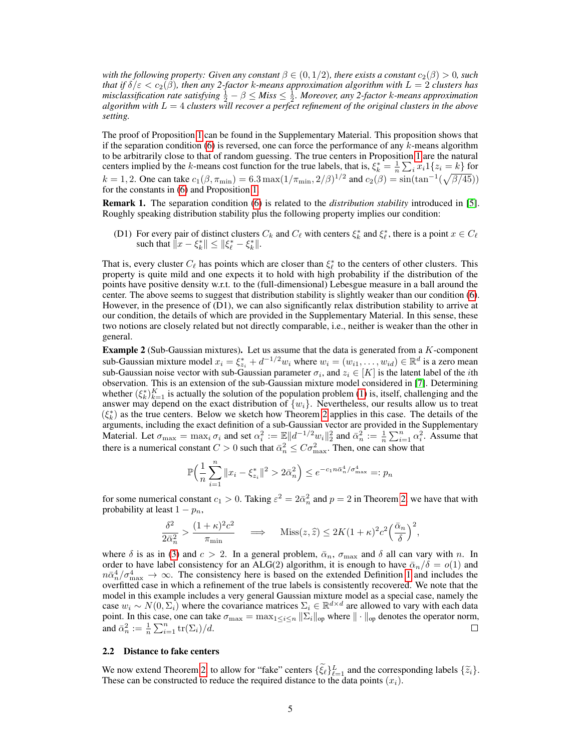*with the following property: Given any constant $\beta \in (0, 1/2)$, there exists a constant $c_2(\beta) > 0$, such that if $\delta/\varepsilon < c_2(\beta)$, then any 2-factor k-means approximation algorithm with $L = 2$ clusters has misclassification rate satisfying $\frac{1}{2} - \beta \leq$ Miss $\leq \frac{1}{2}$. Moreover, any 2-factor k-means approximation algorithm with $L = 4$ clusters will recover a perfect refinement of the original clusters in the above setting.*

The proof of Proposition 1 can be found in the Supplementary Material. This proposition shows that if the separation condition (6) is reversed, one can force the performance of any $k$-means algorithm to be arbitrarily close to that of random guessing. The true centers in Proposition 1 are the natural centers implied by the $k$-means cost function for the true labels, that is, $\xi_k^* = \frac{1}{n}\sum_i x_i 1\{z_i = k\}$ for $k = 1, 2$. One can take $c_1(\beta, \pi_{\min}) = 6.3 \max(1/\pi_{\min}, 2/\beta)^{1/2}$ and $c_2(\beta) = \sin(\tan^{-1}(\sqrt{\beta/45}))$ for the constants in (6) and Proposition 1.

**Remark 1.** The separation condition (6) is related to the *distribution stability* introduced in [5]. Roughly speaking distribution stability plus the following property implies our condition:

(D1) For every pair of distinct clusters $C_k$ and $C_\ell$ with centers $\xi_k^*$ and $\xi_\ell^*$, there is a point $x \in C_\ell$ such that $\|x - \xi_k^*\| \leq \|\xi_\ell^* - \xi_k^*\|$.

That is, every cluster $C_\ell$ has points which are closer than $\xi_\ell^*$ to the centers of other clusters. This property is quite mild and one expects it to hold with high probability if the distribution of the points have positive density w.r.t. to the (full-dimensional) Lebesgue measure in a ball around the center. The above seems to suggest that distribution stability is slightly weaker than our condition (6). However, in the presence of (D1), we can also significantly relax distribution stability to arrive at our condition, the details of which are provided in the Supplementary Material. In this sense, these two notions are closely related but not directly comparable, i.e., neither is weaker than the other in general.

**Example 2** (Sub-Gaussian mixtures)**.** Let us assume that the data is generated from a $K$-component sub-Gaussian mixture model $x_i = \xi_{z_i}^* + d^{-1/2} w_i$ where $w_i = (w_{i1}, \dots, w_{id}) \in \mathbb{R}^d$ is a zero mean sub-Gaussian noise vector with sub-Gaussian parameter $\sigma_i$, and $z_i \in [K]$ is the latent label of the $i$th observation. This is an extension of the sub-Gaussian mixture model considered in [7]. Determining whether $(\xi_k^*)_{k=1}^K$ is actually the solution of the population problem (1) is, itself, challenging and the answer may depend on the exact distribution of $\{w_i\}$. Nevertheless, our results allow us to treat $(\xi_k^*)$ as the true centers. Below we sketch how Theorem 2 applies in this case. The details of the arguments, including the exact definition of a sub-Gaussian vector are provided in the Supplementary Material. Let $\sigma_{\max} = \max_i \sigma_i$ and set $\alpha_i^2 := \mathbb{E}\|d^{-1/2} w_i\|_2^2$ and $\bar{\alpha}_n^2 := \frac{1}{n}\sum_{i=1}^n \alpha_i^2$. Assume that there is a numerical constant $C > 0$ such that $\bar{\alpha}_n^2 \leq C\sigma_{\max}^2$. Then, one can show that

$$\mathbb{P}\Big(\frac{1}{n}\sum_{i=1}^n \|x_i - \xi_{z_i}^*\|^2 > 2\bar{\alpha}_n^2\Big) \leq e^{-c_1 n \bar{\alpha}_n^4/\sigma_{\max}^4} =: p_n$$

for some numerical constant $c_1 > 0$. Taking $\varepsilon^2 = 2\bar{\alpha}_n^2$ and $p = 2$ in Theorem 2, we have that with probability at least $1 - p_n$,

$$\frac{\delta^2}{2\bar{\alpha}_n^2} > \frac{(1+\kappa)^2 c^2}{\pi_{\min}} \quad \implies \quad \text{Miss}(z, \hat{z}) \leq 2K(1+\kappa)^2 c^2 \Big(\frac{\bar{\alpha}_n}{\delta}\Big)^2,$$

where $\delta$ is as in (3) and $c > 2$. In a general problem, $\bar{\alpha}_n$, $\sigma_{\max}$ and $\delta$ all can vary with $n$. In order to have label consistency for an ALG(2) algorithm, it is enough to have $\bar{\alpha}_n/\delta = o(1)$ and $n\bar{\alpha}_n^4/\sigma_{\max}^4 \to \infty$. The consistency here is based on the extended Definition 1 and includes the overfitted case in which a refinement of the true labels is consistently recovered. We note that the model in this example includes a very general Gaussian mixture model as a special case, namely the case $w_i \sim N(0, \Sigma_i)$ where the covariance matrices $\Sigma_i \in \mathbb{R}^{d \times d}$ are allowed to vary with each data point. In this case, one can take $\sigma_{\max} = \max_{1 \leq i \leq n} \|\Sigma_i\|_{\text{op}}$ where $\|\cdot\|_{\text{op}}$ denotes the operator norm, and $\bar{\alpha}_n^2 := \frac{1}{n}\sum_{i=1}^n \text{tr}(\Sigma_i)/d$. $\square$

### 2.2 Distance to fake centers

We now extend Theorem 2 to allow for "fake" centers $\{\widetilde{\xi}_\ell\}_{\ell=1}^L$ and the corresponding labels $\{\widetilde{z}_i\}$. These can be constructed to reduce the required distance to the data points $(x_i)$.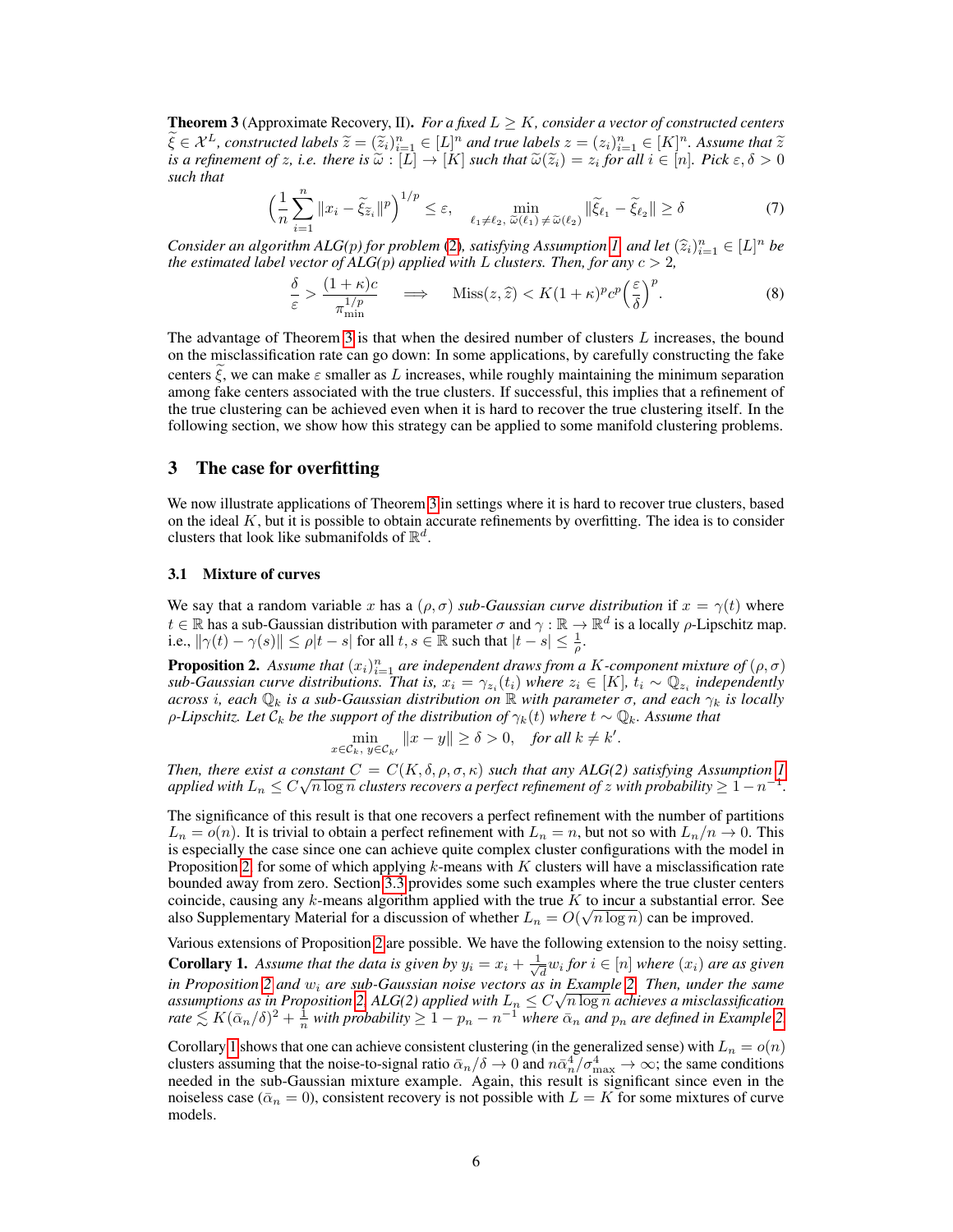**Theorem 3** (Approximate Recovery, II). *For a fixed $L \geq K$, consider a vector of constructed centers $\widetilde{\xi} \in \mathcal{X}^L$, constructed labels $\widetilde{z} = (\widetilde{z}_i)_{i=1}^n \in [L]^n$ and true labels $z = (z_i)_{i=1}^n \in [K]^n$. Assume that $\widetilde{z}$ is a refinement of $z$, i.e. there is $\widetilde{\omega} : [L] \to [K]$ such that $\widetilde{\omega}(\widetilde{z}_i) = z_i$ for all $i \in [n]$. Pick $\varepsilon, \delta > 0$ such that*

$$\Big(\frac{1}{n}\sum_{i=1}^n \|x_i - \widetilde{\xi}_{\widetilde{z}_i}\|^p\Big)^{1/p} \leq \varepsilon, \qquad \min_{\ell_1 \neq \ell_2,\, \widetilde{\omega}(\ell_1) \neq \widetilde{\omega}(\ell_2)} \|\widetilde{\xi}_{\ell_1} - \widetilde{\xi}_{\ell_2}\| \geq \delta \tag{7}$$

*Consider an algorithm ALG(p) for problem (2), satisfying Assumption 1 and let $(\widehat{z}_i)_{i=1}^n \in [L]^n$ be the estimated label vector of ALG(p) applied with $L$ clusters. Then, for any $c > 2$,*

$$\frac{\delta}{\varepsilon} > \frac{(1+\kappa)c}{\pi_{\min}^{1/p}} \quad \Longrightarrow \quad \mathrm{Miss}(z, \widehat{z}) < K(1+\kappa)^p c^p \Big(\frac{\varepsilon}{\delta}\Big)^p. \tag{8}$$

The advantage of Theorem 3 is that when the desired number of clusters $L$ increases, the bound on the misclassification rate can go down: In some applications, by carefully constructing the fake centers $\widetilde{\xi}$, we can make $\varepsilon$ smaller as $L$ increases, while roughly maintaining the minimum separation among fake centers associated with the true clusters. If successful, this implies that a refinement of the true clustering can be achieved even when it is hard to recover the true clustering itself. In the following section, we show how this strategy can be applied to some manifold clustering problems.

## 3 The case for overfitting

We now illustrate applications of Theorem 3 in settings where it is hard to recover true clusters, based on the ideal $K$, but it is possible to obtain accurate refinements by overfitting. The idea is to consider clusters that look like submanifolds of $\mathbb{R}^d$.

### 3.1 Mixture of curves

We say that a random variable $x$ has a $(\rho, \sigma)$ *sub-Gaussian curve distribution* if $x = \gamma(t)$ where $t \in \mathbb{R}$ has a sub-Gaussian distribution with parameter $\sigma$ and $\gamma : \mathbb{R} \to \mathbb{R}^d$ is a locally $\rho$-Lipschitz map. i.e., $\|\gamma(t) - \gamma(s)\| \leq \rho|t - s|$ for all $t, s \in \mathbb{R}$ such that $|t - s| \leq \frac{1}{\rho}$.

**Proposition 2.** *Assume that $(x_i)_{i=1}^n$ are independent draws from a $K$-component mixture of $(\rho, \sigma)$ sub-Gaussian curve distributions. That is, $x_i = \gamma_{z_i}(t_i)$ where $z_i \in [K]$, $t_i \sim \mathbb{Q}_{z_i}$ independently across $i$, each $\mathbb{Q}_k$ is a sub-Gaussian distribution on $\mathbb{R}$ with parameter $\sigma$, and each $\gamma_k$ is locally $\rho$-Lipschitz. Let $\mathcal{C}_k$ be the support of the distribution of $\gamma_k(t)$ where $t \sim \mathbb{Q}_k$. Assume that*

$$\min_{x \in \mathcal{C}_k,\, y \in \mathcal{C}_{k'}} \|x - y\| \geq \delta > 0, \quad \textit{for all } k \neq k'.$$

*Then, there exist a constant $C = C(K, \delta, \rho, \sigma, \kappa)$ such that any ALG(2) satisfying Assumption 1 applied with $L_n \leq C\sqrt{n \log n}$ clusters recovers a perfect refinement of $z$ with probability $\geq 1 - n^{-1}$.*

The significance of this result is that one recovers a perfect refinement with the number of partitions $L_n = o(n)$. It is trivial to obtain a perfect refinement with $L_n = n$, but not so with $L_n/n \to 0$. This is especially the case since one can achieve quite complex cluster configurations with the model in Proposition 2, for some of which applying $k$-means with $K$ clusters will have a misclassification rate bounded away from zero. Section 3.3 provides some such examples where the true cluster centers coincide, causing any $k$-means algorithm applied with the true $K$ to incur a substantial error. See also Supplementary Material for a discussion of whether $L_n = O(\sqrt{n \log n})$ can be improved.

Various extensions of Proposition 2 are possible. We have the following extension to the noisy setting.

**Corollary 1.** *Assume that the data is given by $y_i = x_i + \frac{1}{\sqrt{d}} w_i$ for $i \in [n]$ where $(x_i)$ are as given in Proposition 2 and $w_i$ are sub-Gaussian noise vectors as in Example 2. Then, under the same assumptions as in Proposition 2, ALG(2) applied with $L_n \leq C\sqrt{n \log n}$ achieves a misclassification rate $\lesssim K(\bar{\alpha}_n/\delta)^2 + \frac{1}{n}$ with probability $\geq 1 - p_n - n^{-1}$ where $\bar{\alpha}_n$ and $p_n$ are defined in Example 2.*

Corollary 1 shows that one can achieve consistent clustering (in the generalized sense) with $L_n = o(n)$ clusters assuming that the noise-to-signal ratio $\bar{\alpha}_n/\delta \to 0$ and $n\bar{\alpha}_n^4/\sigma_{\max}^4 \to \infty$; the same conditions needed in the sub-Gaussian mixture example. Again, this result is significant since even in the noiseless case ($\bar{\alpha}_n = 0$), consistent recovery is not possible with $L = K$ for some mixtures of curve models.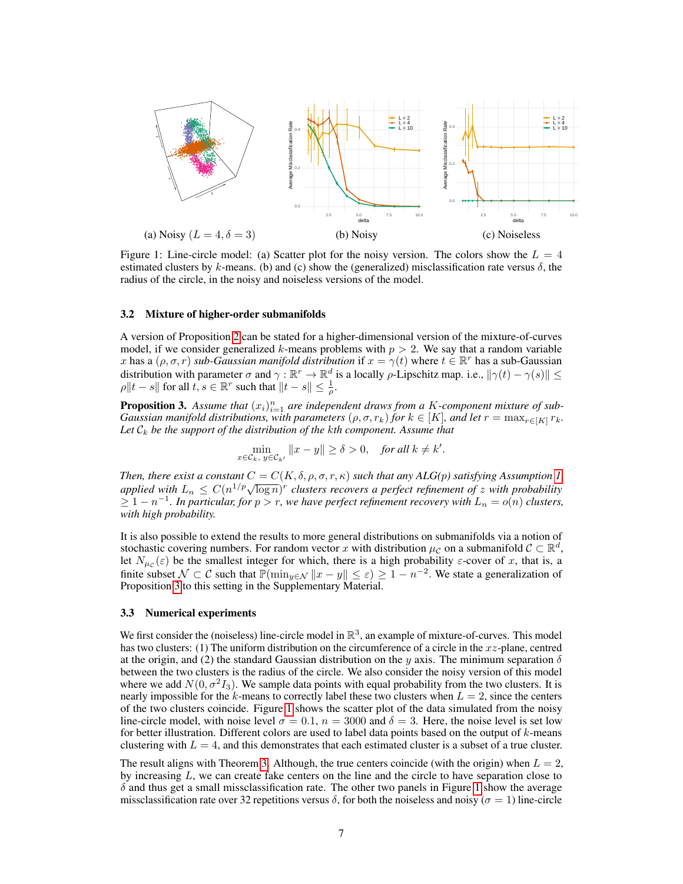(a) Noisy ($L = 4, \delta = 3$) (b) Noisy (c) Noiseless

Figure 1: Line-circle model: (a) Scatter plot for the noisy version. The colors show the $L = 4$ estimated clusters by $k$-means. (b) and (c) show the (generalized) misclassification rate versus $\delta$, the radius of the circle, in the noisy and noiseless versions of the model.

### 3.2 Mixture of higher-order submanifolds

A version of Proposition 2 can be stated for a higher-dimensional version of the mixture-of-curves model, if we consider generalized $k$-means problems with $p > 2$. We say that a random variable $x$ has a $(\rho, \sigma, r)$ *sub-Gaussian manifold distribution* if $x = \gamma(t)$ where $t \in \mathbb{R}^r$ has a sub-Gaussian distribution with parameter $\sigma$ and $\gamma : \mathbb{R}^r \to \mathbb{R}^d$ is a locally $\rho$-Lipschitz map. i.e., $\|\gamma(t) - \gamma(s)\| \leq \rho\|t - s\|$ for all $t, s \in \mathbb{R}^r$ such that $\|t - s\| \leq \frac{1}{\rho}$.

**Proposition 3.** *Assume that $(x_i)_{i=1}^n$ are independent draws from a $K$-component mixture of sub-Gaussian manifold distributions, with parameters $(\rho, \sigma, r_k)$ for $k \in [K]$, and let $r = \max_{r \in [K]} r_k$. Let $\mathcal{C}_k$ be the support of the distribution of the kth component. Assume that*

$$\min_{x \in \mathcal{C}_k,\, y \in \mathcal{C}_{k'}} \|x - y\| \geq \delta > 0, \quad \textit{for all } k \neq k'.$$

*Then, there exist a constant $C = C(K, \delta, \rho, \sigma, r, \kappa)$ such that any ALG(p) satisfying Assumption 1 applied with $L_n \leq C(n^{1/p}\sqrt{\log n})^r$ clusters recovers a perfect refinement of $z$ with probability $\geq 1 - n^{-1}$. In particular, for $p > r$, we have perfect refinement recovery with $L_n = o(n)$ clusters, with high probability.*

It is also possible to extend the results to more general distributions on submanifolds via a notion of stochastic covering numbers. For random vector $x$ with distribution $\mu_{\mathcal{C}}$ on a submanifold $\mathcal{C} \subset \mathbb{R}^d$, let $N_{\mu_{\mathcal{C}}}(\varepsilon)$ be the smallest integer for which, there is a high probability $\varepsilon$-cover of $x$, that is, a finite subset $\mathcal{N} \subset \mathcal{C}$ such that $\mathbb{P}(\min_{y \in \mathcal{N}} \|x - y\| \leq \varepsilon) \geq 1 - n^{-2}$. We state a generalization of Proposition 3 to this setting in the Supplementary Material.

### 3.3 Numerical experiments

We first consider the (noiseless) line-circle model in $\mathbb{R}^3$, an example of mixture-of-curves. This model has two clusters: (1) The uniform distribution on the circumference of a circle in the $xz$-plane, centred at the origin, and (2) the standard Gaussian distribution on the $y$ axis. The minimum separation $\delta$ between the two clusters is the radius of the circle. We also consider the noisy version of this model where we add $N(0, \sigma^2 I_3)$. We sample data points with equal probability from the two clusters. It is nearly impossible for the $k$-means to correctly label these two clusters when $L = 2$, since the centers of the two clusters coincide. Figure 1 shows the scatter plot of the data simulated from the noisy line-circle model, with noise level $\sigma = 0.1$, $n = 3000$ and $\delta = 3$. Here, the noise level is set low for better illustration. Different colors are used to label data points based on the output of $k$-means clustering with $L = 4$, and this demonstrates that each estimated cluster is a subset of a true cluster.

The result aligns with Theorem 3. Although, the true centers coincide (with the origin) when $L = 2$, by increasing $L$, we can create fake centers on the line and the circle to have separation close to $\delta$ and thus get a small missclassification rate. The other two panels in Figure 1 show the average missclassification rate over 32 repetitions versus $\delta$, for both the noiseless and noisy ($\sigma = 1$) line-circle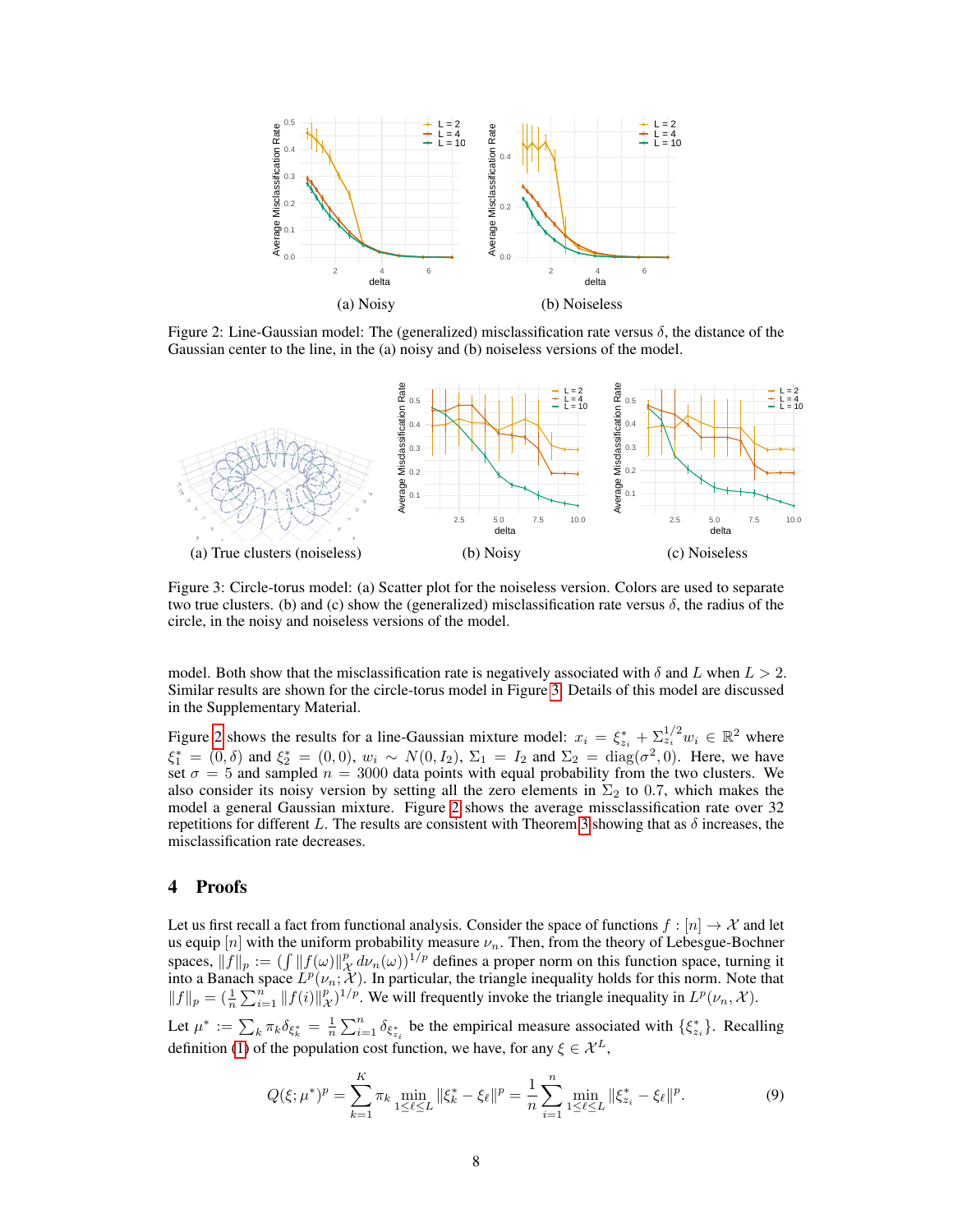(a) Noisy

(b) Noiseless

Figure 2: Line-Gaussian model: The (generalized) misclassification rate versus $\delta$, the distance of the Gaussian center to the line, in the (a) noisy and (b) noiseless versions of the model.

(a) True clusters (noiseless)

(b) Noisy

(c) Noiseless

Figure 3: Circle-torus model: (a) Scatter plot for the noiseless version. Colors are used to separate two true clusters. (b) and (c) show the (generalized) misclassification rate versus $\delta$, the radius of the circle, in the noisy and noiseless versions of the model.

model. Both show that the misclassification rate is negatively associated with $\delta$ and $L$ when $L > 2$. Similar results are shown for the circle-torus model in Figure 3. Details of this model are discussed in the Supplementary Material.

Figure 2 shows the results for a line-Gaussian mixture model: $x_i = \xi^*_{z_i} + \Sigma_{z_i}^{1/2} w_i \in \mathbb{R}^2$ where $\xi^*_1 = (0, \delta)$ and $\xi^*_2 = (0, 0)$, $w_i \sim N(0, I_2)$, $\Sigma_1 = I_2$ and $\Sigma_2 = \text{diag}(\sigma^2, 0)$. Here, we have set $\sigma = 5$ and sampled $n = 3000$ data points with equal probability from the two clusters. We also consider its noisy version by setting all the zero elements in $\Sigma_2$ to 0.7, which makes the model a general Gaussian mixture. Figure 2 shows the average missclassification rate over 32 repetitions for different $L$. The results are consistent with Theorem 3 showing that as $\delta$ increases, the misclassification rate decreases.

# 4 Proofs

Let us first recall a fact from functional analysis. Consider the space of functions $f : [n] \to \mathcal{X}$ and let us equip $[n]$ with the uniform probability measure $\nu_n$. Then, from the theory of Lebesgue-Bochner spaces, $\|f\|_p := (\int \|f(\omega)\|_{\mathcal{X}}^p \, d\nu_n(\omega))^{1/p}$ defines a proper norm on this function space, turning it into a Banach space $L^p(\nu_n; \mathcal{X})$. In particular, the triangle inequality holds for this norm. Note that $\|f\|_p = (\frac{1}{n}\sum_{i=1}^n \|f(i)\|_{\mathcal{X}}^p)^{1/p}$. We will frequently invoke the triangle inequality in $L^p(\nu_n, \mathcal{X})$.

Let $\mu^* := \sum_k \pi_k \delta_{\xi^*_k} = \frac{1}{n}\sum_{i=1}^n \delta_{\xi^*_{z_i}}$ be the empirical measure associated with $\{\xi^*_{z_i}\}$. Recalling definition (1) of the population cost function, we have, for any $\xi \in \mathcal{X}^L$,

$$Q(\xi; \mu^*)^p = \sum_{k=1}^K \pi_k \min_{1 \le \ell \le L} \|\xi^*_k - \xi_\ell\|^p = \frac{1}{n}\sum_{i=1}^n \min_{1 \le \ell \le L} \|\xi^*_{z_i} - \xi_\ell\|^p. \tag{9}$$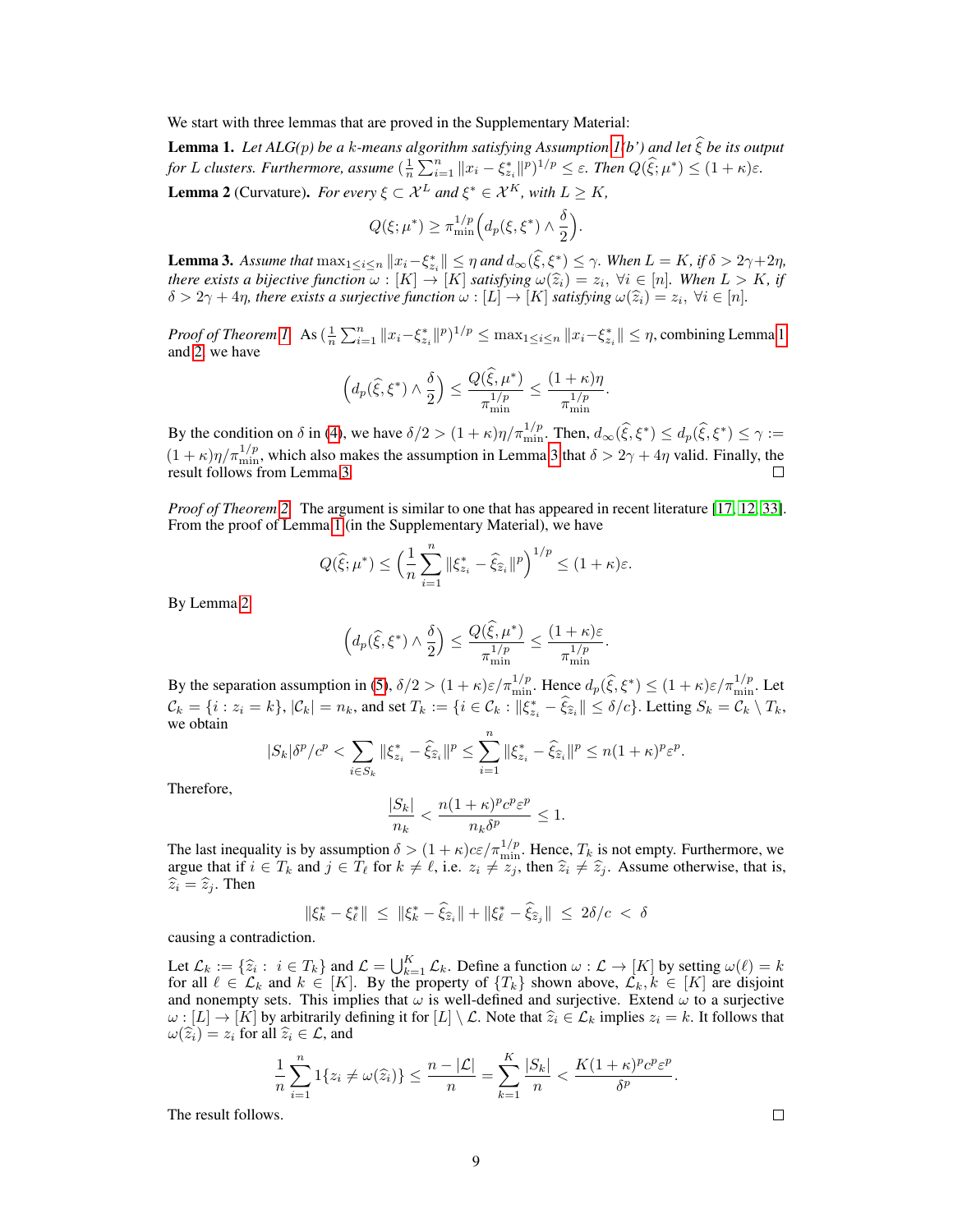We start with three lemmas that are proved in the Supplementary Material:

**Lemma 1.** *Let ALG(p) be a k-means algorithm satisfying Assumption 1(b') and let $\widehat{\xi}$ be its output for L clusters. Furthermore, assume $(\frac{1}{n}\sum_{i=1}^{n}\|x_i - \xi^*_{z_i}\|^p)^{1/p} \le \varepsilon$. Then $Q(\widehat{\xi};\mu^*) \le (1+\kappa)\varepsilon$.*

**Lemma 2** (Curvature). *For every $\xi \subset \mathcal{X}^L$ and $\xi^* \in \mathcal{X}^K$, with $L \ge K$,*

$$Q(\xi;\mu^*) \ge \pi_{\min}^{1/p}\Big(d_p(\xi,\xi^*) \wedge \frac{\delta}{2}\Big).$$

**Lemma 3.** *Assume that $\max_{1\le i\le n}\|x_i - \xi^*_{z_i}\| \le \eta$ and $d_\infty(\widehat{\xi},\xi^*) \le \gamma$. When $L = K$, if $\delta > 2\gamma + 2\eta$, there exists a bijective function $\omega : [K] \to [K]$ satisfying $\omega(\widehat{z}_i) = z_i$, $\forall i \in [n]$. When $L > K$, if $\delta > 2\gamma + 4\eta$, there exists a surjective function $\omega : [L] \to [K]$ satisfying $\omega(\widehat{z}_i) = z_i$, $\forall i \in [n]$.*

*Proof of Theorem 1.* As $(\frac{1}{n}\sum_{i=1}^{n}\|x_i - \xi^*_{z_i}\|^p)^{1/p} \le \max_{1\le i\le n}\|x_i - \xi^*_{z_i}\| \le \eta$, combining Lemma 1 and 2, we have

$$\Big(d_p(\widehat{\xi},\xi^*) \wedge \frac{\delta}{2}\Big) \le \frac{Q(\widehat{\xi},\mu^*)}{\pi_{\min}^{1/p}} \le \frac{(1+\kappa)\eta}{\pi_{\min}^{1/p}}.$$

By the condition on $\delta$ in (4), we have $\delta/2 > (1+\kappa)\eta/\pi_{\min}^{1/p}$. Then, $d_\infty(\widehat{\xi},\xi^*) \le d_p(\widehat{\xi},\xi^*) \le \gamma := (1+\kappa)\eta/\pi_{\min}^{1/p}$, which also makes the assumption in Lemma 3 that $\delta > 2\gamma + 4\eta$ valid. Finally, the result follows from Lemma 3. ☐

*Proof of Theorem 2.* The argument is similar to one that has appeared in recent literature [17, 12, 33]. From the proof of Lemma 1 (in the Supplementary Material), we have

$$Q(\widehat{\xi};\mu^*) \le \Big(\frac{1}{n}\sum_{i=1}^{n}\|\xi^*_{z_i} - \widehat{\xi}_{\widehat{z}_i}\|^p\Big)^{1/p} \le (1+\kappa)\varepsilon.$$

By Lemma 2,

$$\Big(d_p(\widehat{\xi},\xi^*) \wedge \frac{\delta}{2}\Big) \le \frac{Q(\widehat{\xi},\mu^*)}{\pi_{\min}^{1/p}} \le \frac{(1+\kappa)\varepsilon}{\pi_{\min}^{1/p}}.$$

By the separation assumption in (5), $\delta/2 > (1+\kappa)\varepsilon/\pi_{\min}^{1/p}$. Hence $d_p(\widehat{\xi},\xi^*) \le (1+\kappa)\varepsilon/\pi_{\min}^{1/p}$. Let $\mathcal{C}_k = \{i : z_i = k\}$, $|\mathcal{C}_k| = n_k$, and set $T_k := \{i \in \mathcal{C}_k : \|\xi^*_{z_i} - \widehat{\xi}_{\widehat{z}_i}\| \le \delta/c\}$. Letting $S_k = \mathcal{C}_k \setminus T_k$, we obtain

$$|S_k|\delta^p/c^p < \sum_{i\in S_k}\|\xi^*_{z_i} - \widehat{\xi}_{\widehat{z}_i}\|^p \le \sum_{i=1}^{n}\|\xi^*_{z_i} - \widehat{\xi}_{\widehat{z}_i}\|^p \le n(1+\kappa)^p\varepsilon^p.$$

Therefore,

$$\frac{|S_k|}{n_k} < \frac{n(1+\kappa)^p c^p \varepsilon^p}{n_k\delta^p} \le 1.$$

The last inequality is by assumption $\delta > (1+\kappa)c\varepsilon/\pi_{\min}^{1/p}$. Hence, $T_k$ is not empty. Furthermore, we argue that if $i \in T_k$ and $j \in T_\ell$ for $k \ne \ell$, i.e. $z_i \ne z_j$, then $\widehat{z}_i \ne \widehat{z}_j$. Assume otherwise, that is, $\widehat{z}_i = \widehat{z}_j$. Then

$$\|\xi^*_k - \xi^*_\ell\| \;\le\; \|\xi^*_k - \widehat{\xi}_{\widehat{z}_i}\| + \|\xi^*_\ell - \widehat{\xi}_{\widehat{z}_j}\| \;\le\; 2\delta/c \;<\; \delta$$

causing a contradiction.

Let $\mathcal{L}_k := \{\widehat{z}_i : \; i \in T_k\}$ and $\mathcal{L} = \bigcup_{k=1}^{K}\mathcal{L}_k$. Define a function $\omega : \mathcal{L} \to [K]$ by setting $\omega(\ell) = k$ for all $\ell \in \mathcal{L}_k$ and $k \in [K]$. By the property of $\{T_k\}$ shown above, $\mathcal{L}_k, k \in [K]$ are disjoint and nonempty sets. This implies that $\omega$ is well-defined and surjective. Extend $\omega$ to a surjective $\omega : [L] \to [K]$ by arbitrarily defining it for $[L] \setminus \mathcal{L}$. Note that $\widehat{z}_i \in \mathcal{L}_k$ implies $z_i = k$. It follows that $\omega(\widehat{z}_i) = z_i$ for all $\widehat{z}_i \in \mathcal{L}$, and

$$\frac{1}{n}\sum_{i=1}^{n}1\{z_i \ne \omega(\widehat{z}_i)\} \le \frac{n - |\mathcal{L}|}{n} = \sum_{k=1}^{K}\frac{|S_k|}{n} < \frac{K(1+\kappa)^p c^p \varepsilon^p}{\delta^p}.$$

The result follows. ☐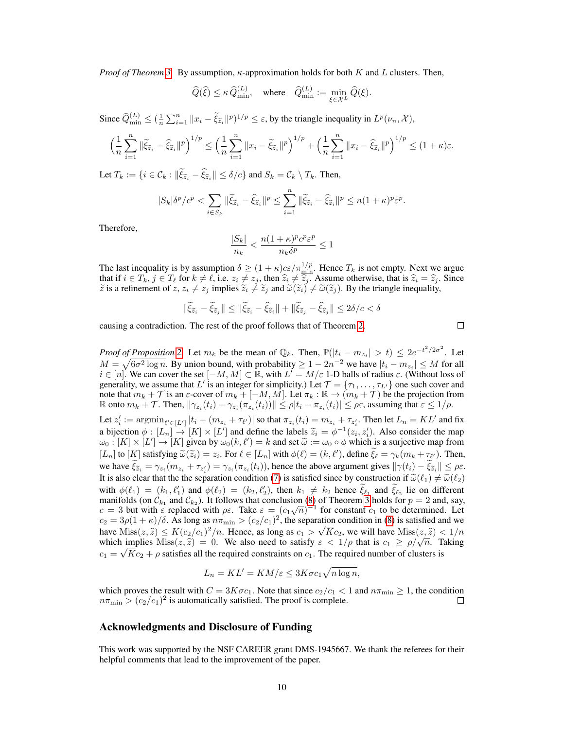*Proof of Theorem 3.* By assumption, $\kappa$-approximation holds for both $K$ and $L$ clusters. Then,

$$\widehat{Q}(\widehat{\xi}) \le \kappa\, \widehat{Q}^{(L)}_{\min}, \quad \text{where} \quad \widehat{Q}^{(L)}_{\min} := \min_{\xi \in \mathcal{X}^L} \widehat{Q}(\xi).$$

Since $\widehat{Q}^{(L)}_{\min} \le (\frac{1}{n}\sum_{i=1}^n \|x_i - \widetilde{\xi}_{\widetilde{z}_i}\|^p)^{1/p} \le \varepsilon$, by the triangle inequality in $L^p(\nu_n, \mathcal{X})$,

$$\Big(\frac{1}{n}\sum_{i=1}^n \|\widetilde{\xi}_{\widetilde{z}_i} - \widehat{\xi}_{\widehat{z}_i}\|^p\Big)^{1/p} \le \Big(\frac{1}{n}\sum_{i=1}^n \|x_i - \widetilde{\xi}_{\widetilde{z}_i}\|^p\Big)^{1/p} + \Big(\frac{1}{n}\sum_{i=1}^n \|x_i - \widehat{\xi}_{\widehat{z}_i}\|^p\Big)^{1/p} \le (1+\kappa)\varepsilon.$$

Let $T_k := \{i \in \mathcal{C}_k : \|\widetilde{\xi}_{\widetilde{z}_i} - \widehat{\xi}_{\widehat{z}_i}\| \le \delta/c\}$ and $S_k = \mathcal{C}_k \setminus T_k$. Then,

$$|S_k|\delta^p/c^p < \sum_{i \in S_k} \|\widetilde{\xi}_{\widetilde{z}_i} - \widehat{\xi}_{\widehat{z}_i}\|^p \le \sum_{i=1}^n \|\widetilde{\xi}_{\widetilde{z}_i} - \widehat{\xi}_{\widehat{z}_i}\|^p \le n(1+\kappa)^p \varepsilon^p.$$

Therefore,

$$\frac{|S_k|}{n_k} < \frac{n(1+\kappa)^p c^p \varepsilon^p}{n_k \delta^p} \le 1$$

The last inequality is by assumption $\delta \ge (1+\kappa)c\varepsilon/\pi_{\min}^{1/p}$. Hence $T_k$ is not empty. Next we argue that if $i \in T_k$, $j \in T_\ell$ for $k \ne \ell$, i.e. $z_i \ne z_j$, then $\widehat{z}_i \ne \widehat{z}_j$. Assume otherwise, that is $\widehat{z}_i = \widehat{z}_j$. Since $\widetilde{z}$ is a refinement of $z$, $z_i \ne z_j$ implies $\widetilde{z}_i \ne \widetilde{z}_j$ and $\widetilde{\omega}(\widetilde{z}_i) \ne \widetilde{\omega}(\widetilde{z}_j)$. By the triangle inequality,

$$\|\widetilde{\xi}_{\widetilde{z}_i} - \widetilde{\xi}_{\widetilde{z}_j}\| \le \|\widetilde{\xi}_{\widetilde{z}_i} - \widehat{\xi}_{\widehat{z}_i}\| + \|\widetilde{\xi}_{\widetilde{z}_j} - \widehat{\xi}_{\widehat{z}_j}\| \le 2\delta/c < \delta$$

causing a contradiction. The rest of the proof follows that of Theorem 2. ∎

*Proof of Proposition 2.* Let $m_k$ be the mean of $\mathbb{Q}_k$. Then, $\mathbb{P}(|t_i - m_{z_i}| > t) \le 2e^{-t^2/2\sigma^2}$. Let $M = \sqrt{6\sigma^2 \log n}$. By union bound, with probability $\ge 1 - 2n^{-2}$ we have $|t_i - m_{z_i}| \le M$ for all $i \in [n]$. We can cover the set $[-M, M] \subset \mathbb{R}$, with $L' = M/\varepsilon$ 1-D balls of radius $\varepsilon$. (Without loss of generality, we assume that $L'$ is an integer for simplicity.) Let $\mathcal{T} = \{\tau_1, \dots, \tau_{L'}\}$ one such cover and note that $m_k + \mathcal{T}$ is an $\varepsilon$-cover of $m_k + [-M, M]$. Let $\pi_k : \mathbb{R} \to (m_k + \mathcal{T})$ be the projection from $\mathbb{R}$ onto $m_k + \mathcal{T}$. Then, $\|\gamma_{z_i}(t_i) - \gamma_{z_i}(\pi_{z_i}(t_i))\| \le \rho|t_i - \pi_{z_i}(t_i)| \le \rho\varepsilon$, assuming that $\varepsilon \le 1/\rho$.

Let $z'_i := \operatorname{argmin}_{\ell' \in [L']} |t_i - (m_{z_i} + \tau_{\ell'})|$ so that $\pi_{z_i}(t_i) = m_{z_i} + \tau_{z'_i}$. Then let $L_n = KL'$ and fix a bijection $\phi : [L_n] \to [K] \times [L']$ and define the labels $\widetilde{z}_i = \phi^{-1}(z_i, z'_i)$. Also consider the map $\omega_0 : [K] \times [L'] \to [K]$ given by $\omega_0(k, \ell') = k$ and set $\widetilde{\omega} := \omega_0 \circ \phi$ which is a surjective map from $[L_n]$ to $[K]$ satisfying $\widetilde{\omega}(\widetilde{z}_i) = z_i$. For $\ell \in [L_n]$ with $\phi(\ell) = (k, \ell')$, define $\widetilde{\xi}_\ell = \gamma_k(m_k + \tau_{\ell'})$. Then, we have $\widetilde{\xi}_{\widetilde{z}_i} = \gamma_{z_i}(m_{z_i} + \tau_{z'_i}) = \gamma_{z_i}(\pi_{z_i}(t_i))$, hence the above argument gives $\|\gamma(t_i) - \widetilde{\xi}_{\widetilde{z}_i}\| \le \rho\varepsilon$. It is also clear that the the separation condition (7) is satisfied since by construction if $\widetilde{\omega}(\ell_1) \ne \widetilde{\omega}(\ell_2)$ with $\phi(\ell_1) = (k_1, \ell'_1)$ and $\phi(\ell_2) = (k_2, \ell'_2)$, then $k_1 \ne k_2$ hence $\widetilde{\xi}_{\ell_1}$ and $\widetilde{\xi}_{\ell_2}$ lie on different manifolds (on $\mathcal{C}_{k_1}$ and $\mathcal{C}_{k_2}$). It follows that conclusion (8) of Theorem 3 holds for $p = 2$ and, say, $c = 3$ but with $\varepsilon$ replaced with $\rho\varepsilon$. Take $\varepsilon = (c_1\sqrt{n})^{-1}$ for constant $c_1$ to be determined. Let $c_2 = 3\rho(1+\kappa)/\delta$. As long as $n\pi_{\min} > (c_2/c_1)^2$, the separation condition in (8) is satisfied and we have $\mathrm{Miss}(z, \widehat{z}) \le K(c_2/c_1)^2/n$. Hence, as long as $c_1 > \sqrt{K}c_2$, we will have $\mathrm{Miss}(z, \widehat{z}) < 1/n$ which implies $\mathrm{Miss}(z, \widehat{z}) = 0$. We also need to satisfy $\varepsilon < 1/\rho$ that is $c_1 \ge \rho/\sqrt{n}$. Taking $c_1 = \sqrt{K}c_2 + \rho$ satisfies all the required constraints on $c_1$. The required number of clusters is

$$L_n = KL' = KM/\varepsilon \le 3K\sigma c_1 \sqrt{n \log n},$$

which proves the result with $C = 3K\sigma c_1$. Note that since $c_2/c_1 < 1$ and $n\pi_{\min} \ge 1$, the condition $n\pi_{\min} > (c_2/c_1)^2$ is automatically satisfied. The proof is complete. ∎

## Acknowledgments and Disclosure of Funding

This work was supported by the NSF CAREER grant DMS-1945667. We thank the referees for their helpful comments that lead to the improvement of the paper.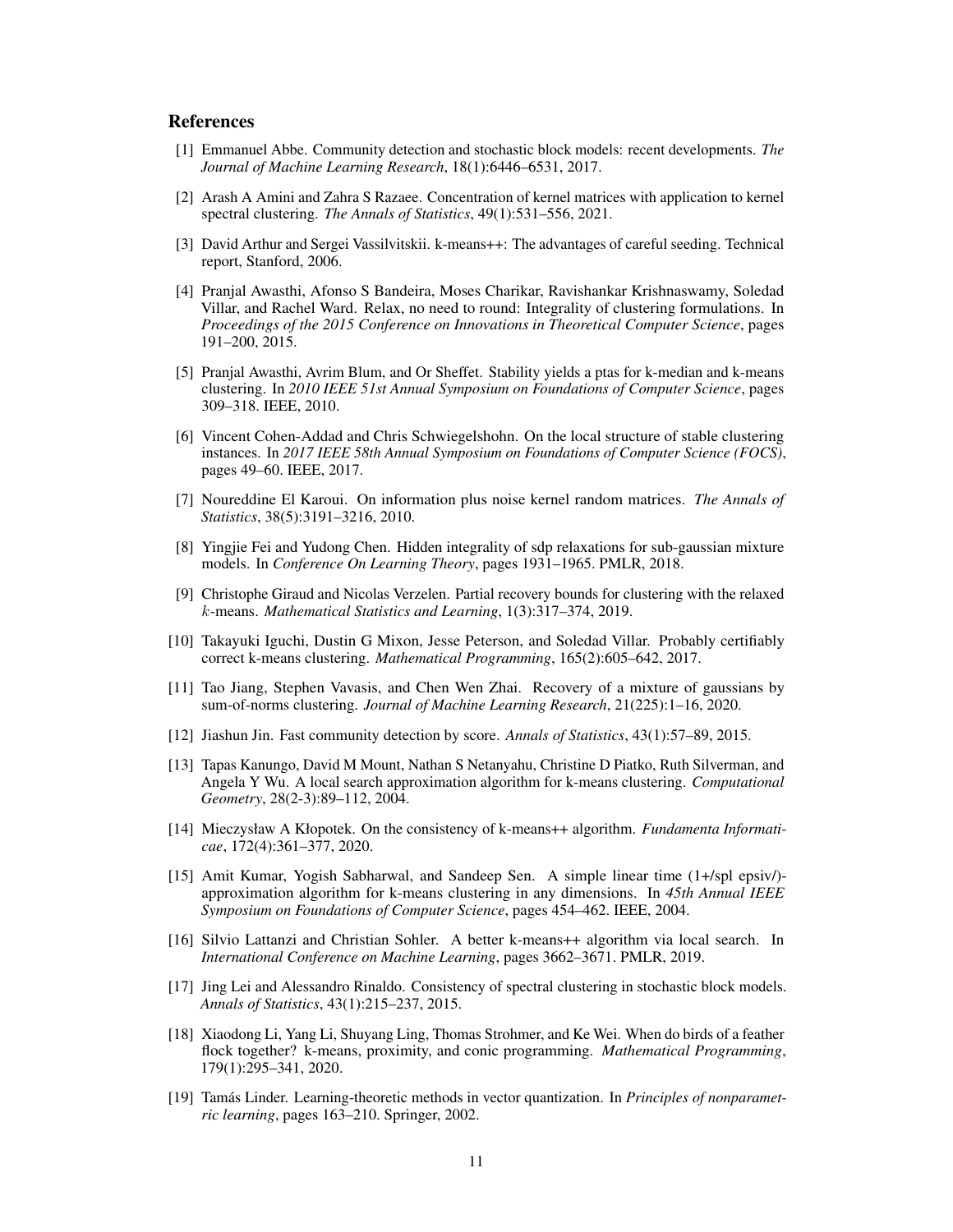## References

[1] Emmanuel Abbe. Community detection and stochastic block models: recent developments. *The Journal of Machine Learning Research*, 18(1):6446–6531, 2017.

[2] Arash A Amini and Zahra S Razaee. Concentration of kernel matrices with application to kernel spectral clustering. *The Annals of Statistics*, 49(1):531–556, 2021.

[3] David Arthur and Sergei Vassilvitskii. k-means++: The advantages of careful seeding. Technical report, Stanford, 2006.

[4] Pranjal Awasthi, Afonso S Bandeira, Moses Charikar, Ravishankar Krishnaswamy, Soledad Villar, and Rachel Ward. Relax, no need to round: Integrality of clustering formulations. In *Proceedings of the 2015 Conference on Innovations in Theoretical Computer Science*, pages 191–200, 2015.

[5] Pranjal Awasthi, Avrim Blum, and Or Sheffet. Stability yields a ptas for k-median and k-means clustering. In *2010 IEEE 51st Annual Symposium on Foundations of Computer Science*, pages 309–318. IEEE, 2010.

[6] Vincent Cohen-Addad and Chris Schwiegelshohn. On the local structure of stable clustering instances. In *2017 IEEE 58th Annual Symposium on Foundations of Computer Science (FOCS)*, pages 49–60. IEEE, 2017.

[7] Noureddine El Karoui. On information plus noise kernel random matrices. *The Annals of Statistics*, 38(5):3191–3216, 2010.

[8] Yingjie Fei and Yudong Chen. Hidden integrality of sdp relaxations for sub-gaussian mixture models. In *Conference On Learning Theory*, pages 1931–1965. PMLR, 2018.

[9] Christophe Giraud and Nicolas Verzelen. Partial recovery bounds for clustering with the relaxed $k$-means. *Mathematical Statistics and Learning*, 1(3):317–374, 2019.

[10] Takayuki Iguchi, Dustin G Mixon, Jesse Peterson, and Soledad Villar. Probably certifiably correct k-means clustering. *Mathematical Programming*, 165(2):605–642, 2017.

[11] Tao Jiang, Stephen Vavasis, and Chen Wen Zhai. Recovery of a mixture of gaussians by sum-of-norms clustering. *Journal of Machine Learning Research*, 21(225):1–16, 2020.

[12] Jiashun Jin. Fast community detection by score. *Annals of Statistics*, 43(1):57–89, 2015.

[13] Tapas Kanungo, David M Mount, Nathan S Netanyahu, Christine D Piatko, Ruth Silverman, and Angela Y Wu. A local search approximation algorithm for k-means clustering. *Computational Geometry*, 28(2-3):89–112, 2004.

[14] Mieczysław A Kłopotek. On the consistency of k-means++ algorithm. *Fundamenta Informaticae*, 172(4):361–377, 2020.

[15] Amit Kumar, Yogish Sabharwal, and Sandeep Sen. A simple linear time (1+/spl epsiv/)-approximation algorithm for k-means clustering in any dimensions. In *45th Annual IEEE Symposium on Foundations of Computer Science*, pages 454–462. IEEE, 2004.

[16] Silvio Lattanzi and Christian Sohler. A better k-means++ algorithm via local search. In *International Conference on Machine Learning*, pages 3662–3671. PMLR, 2019.

[17] Jing Lei and Alessandro Rinaldo. Consistency of spectral clustering in stochastic block models. *Annals of Statistics*, 43(1):215–237, 2015.

[18] Xiaodong Li, Yang Li, Shuyang Ling, Thomas Strohmer, and Ke Wei. When do birds of a feather flock together? k-means, proximity, and conic programming. *Mathematical Programming*, 179(1):295–341, 2020.

[19] Tamás Linder. Learning-theoretic methods in vector quantization. In *Principles of nonparametric learning*, pages 163–210. Springer, 2002.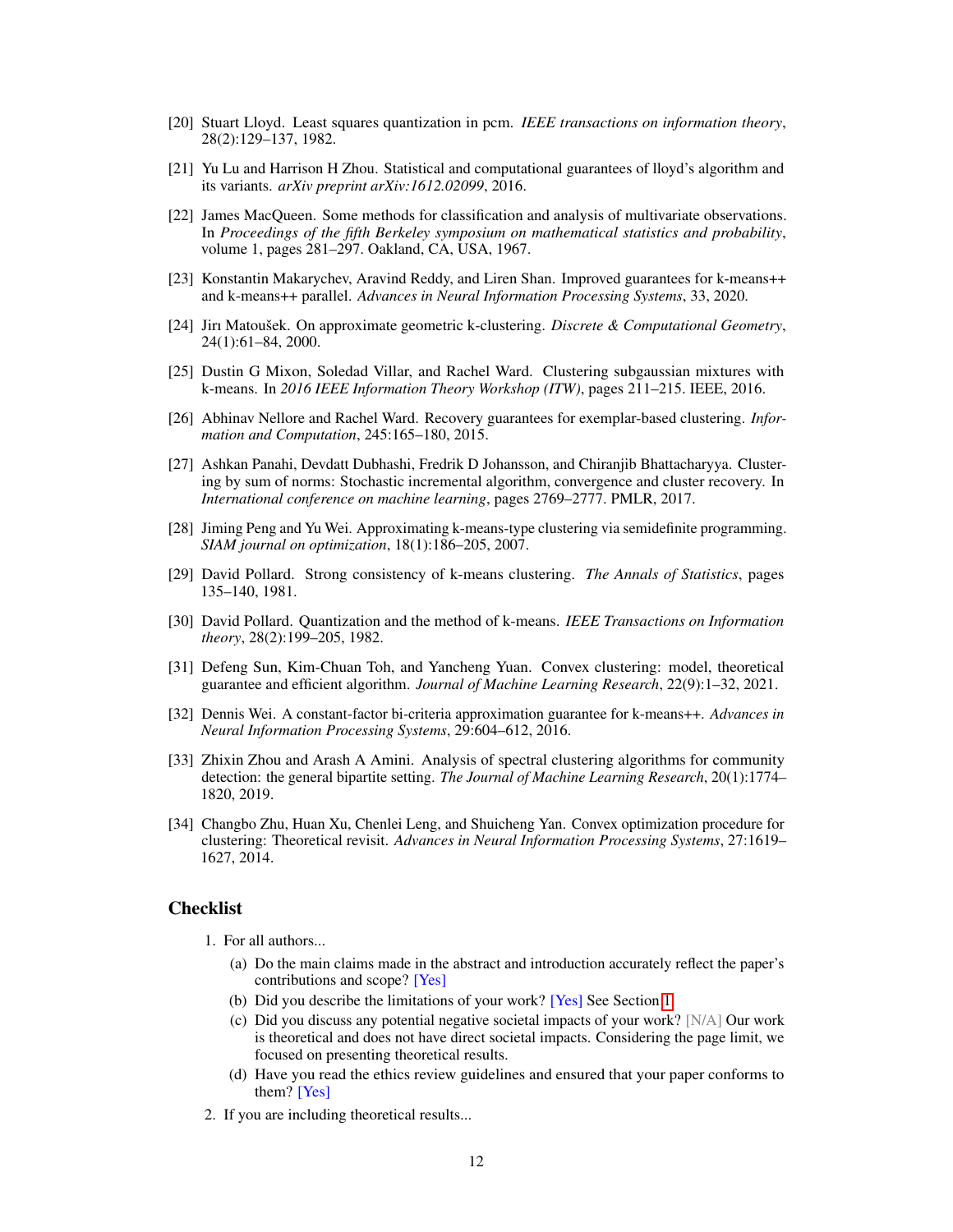[20] Stuart Lloyd. Least squares quantization in pcm. *IEEE transactions on information theory*, 28(2):129–137, 1982.

[21] Yu Lu and Harrison H Zhou. Statistical and computational guarantees of lloyd's algorithm and its variants. *arXiv preprint arXiv:1612.02099*, 2016.

[22] James MacQueen. Some methods for classification and analysis of multivariate observations. In *Proceedings of the fifth Berkeley symposium on mathematical statistics and probability*, volume 1, pages 281–297. Oakland, CA, USA, 1967.

[23] Konstantin Makarychev, Aravind Reddy, and Liren Shan. Improved guarantees for k-means++ and k-means++ parallel. *Advances in Neural Information Processing Systems*, 33, 2020.

[24] Jiri Matoušek. On approximate geometric k-clustering. *Discrete & Computational Geometry*, 24(1):61–84, 2000.

[25] Dustin G Mixon, Soledad Villar, and Rachel Ward. Clustering subgaussian mixtures with k-means. In *2016 IEEE Information Theory Workshop (ITW)*, pages 211–215. IEEE, 2016.

[26] Abhinav Nellore and Rachel Ward. Recovery guarantees for exemplar-based clustering. *Information and Computation*, 245:165–180, 2015.

[27] Ashkan Panahi, Devdatt Dubhashi, Fredrik D Johansson, and Chiranjib Bhattacharyya. Clustering by sum of norms: Stochastic incremental algorithm, convergence and cluster recovery. In *International conference on machine learning*, pages 2769–2777. PMLR, 2017.

[28] Jiming Peng and Yu Wei. Approximating k-means-type clustering via semidefinite programming. *SIAM journal on optimization*, 18(1):186–205, 2007.

[29] David Pollard. Strong consistency of k-means clustering. *The Annals of Statistics*, pages 135–140, 1981.

[30] David Pollard. Quantization and the method of k-means. *IEEE Transactions on Information theory*, 28(2):199–205, 1982.

[31] Defeng Sun, Kim-Chuan Toh, and Yancheng Yuan. Convex clustering: model, theoretical guarantee and efficient algorithm. *Journal of Machine Learning Research*, 22(9):1–32, 2021.

[32] Dennis Wei. A constant-factor bi-criteria approximation guarantee for k-means++. *Advances in Neural Information Processing Systems*, 29:604–612, 2016.

[33] Zhixin Zhou and Arash A Amini. Analysis of spectral clustering algorithms for community detection: the general bipartite setting. *The Journal of Machine Learning Research*, 20(1):1774–1820, 2019.

[34] Changbo Zhu, Huan Xu, Chenlei Leng, and Shuicheng Yan. Convex optimization procedure for clustering: Theoretical revisit. *Advances in Neural Information Processing Systems*, 27:1619–1627, 2014.

## Checklist

1. For all authors...
   (a) Do the main claims made in the abstract and introduction accurately reflect the paper's contributions and scope? [Yes]
   (b) Did you describe the limitations of your work? [Yes] See Section 1
   (c) Did you discuss any potential negative societal impacts of your work? [N/A] Our work is theoretical and does not have direct societal impacts. Considering the page limit, we focused on presenting theoretical results.
   (d) Have you read the ethics review guidelines and ensured that your paper conforms to them? [Yes]
2. If you are including theoretical results...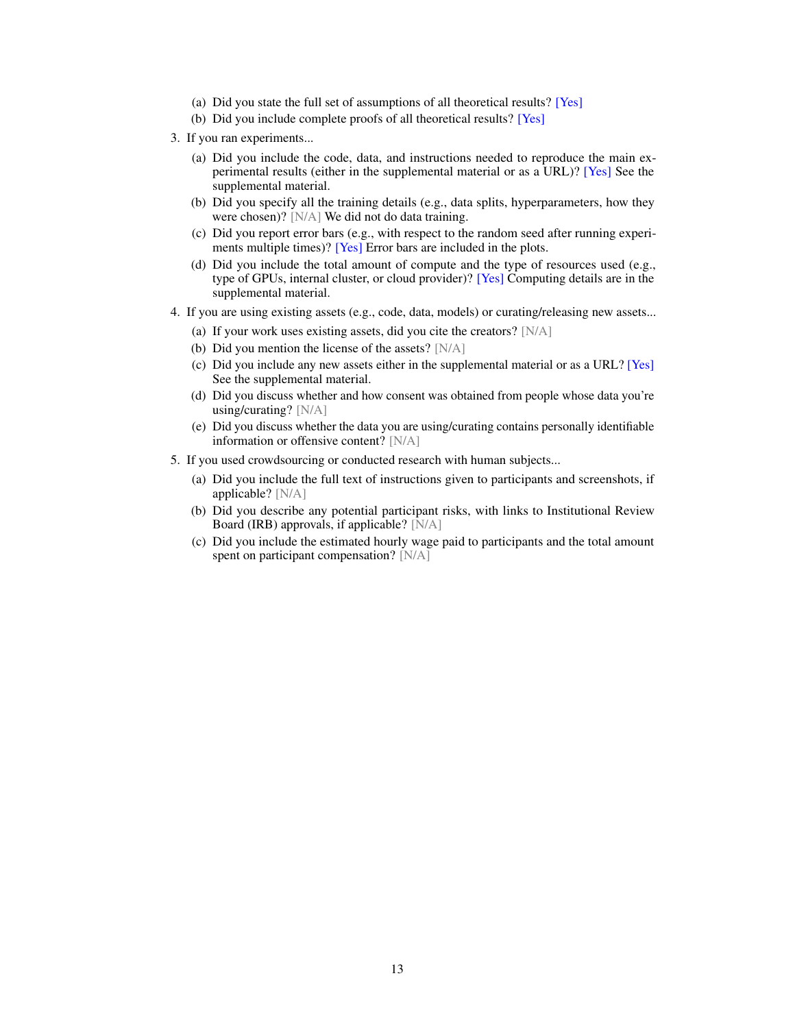(a) Did you state the full set of assumptions of all theoretical results? [Yes]
   (b) Did you include complete proofs of all theoretical results? [Yes]

3. If you ran experiments...
   (a) Did you include the code, data, and instructions needed to reproduce the main experimental results (either in the supplemental material or as a URL)? [Yes] See the supplemental material.
   (b) Did you specify all the training details (e.g., data splits, hyperparameters, how they were chosen)? [N/A] We did not do data training.
   (c) Did you report error bars (e.g., with respect to the random seed after running experiments multiple times)? [Yes] Error bars are included in the plots.
   (d) Did you include the total amount of compute and the type of resources used (e.g., type of GPUs, internal cluster, or cloud provider)? [Yes] Computing details are in the supplemental material.

4. If you are using existing assets (e.g., code, data, models) or curating/releasing new assets...
   (a) If your work uses existing assets, did you cite the creators? [N/A]
   (b) Did you mention the license of the assets? [N/A]
   (c) Did you include any new assets either in the supplemental material or as a URL? [Yes] See the supplemental material.
   (d) Did you discuss whether and how consent was obtained from people whose data you're using/curating? [N/A]
   (e) Did you discuss whether the data you are using/curating contains personally identifiable information or offensive content? [N/A]

5. If you used crowdsourcing or conducted research with human subjects...
   (a) Did you include the full text of instructions given to participants and screenshots, if applicable? [N/A]
   (b) Did you describe any potential participant risks, with links to Institutional Review Board (IRB) approvals, if applicable? [N/A]
   (c) Did you include the estimated hourly wage paid to participants and the total amount spent on participant compensation? [N/A]